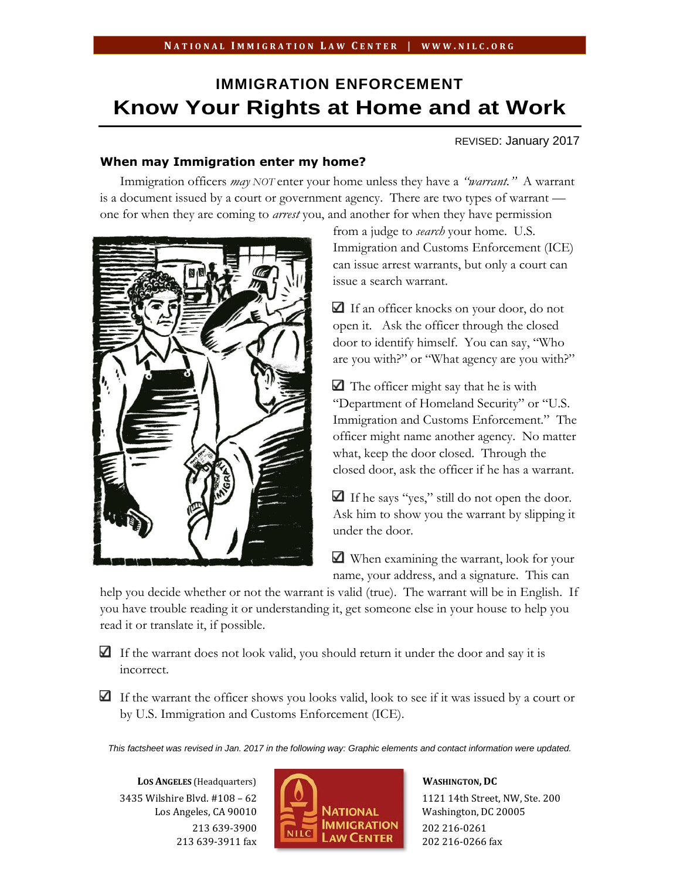# IMMIGRATION ENFORCEMENT
# Know Your Rights at Home and at Work

REVISED: January 2017

### When may Immigration enter my home?

Immigration officers *may NOT* enter your home unless they have a *"warrant."* A warrant is a document issued by a court or government agency. There are two types of warrant — one for when they are coming to *arrest* you, and another for when they have permission from a judge to *search* your home. U.S. Immigration and Customs Enforcement (ICE) can issue arrest warrants, but only a court can issue a search warrant.

☑ If an officer knocks on your door, do not open it. Ask the officer through the closed door to identify himself. You can say, "Who are you with?" or "What agency are you with?"

☑ The officer might say that he is with "Department of Homeland Security" or "U.S. Immigration and Customs Enforcement." The officer might name another agency. No matter what, keep the door closed. Through the closed door, ask the officer if he has a warrant.

☑ If he says "yes," still do not open the door. Ask him to show you the warrant by slipping it under the door.

☑ When examining the warrant, look for your name, your address, and a signature. This can help you decide whether or not the warrant is valid (true). The warrant will be in English. If you have trouble reading it or understanding it, get someone else in your house to help you read it or translate it, if possible.

☑ If the warrant does not look valid, you should return it under the door and say it is incorrect.

☑ If the warrant the officer shows you looks valid, look to see if it was issued by a court or by U.S. Immigration and Customs Enforcement (ICE).

*This factsheet was revised in Jan. 2017 in the following way: Graphic elements and contact information were updated.*

**LOS ANGELES** (Headquarters)
3435 Wilshire Blvd. #108 – 62
Los Angeles, CA 90010
213 639-3900
213 639-3911 fax

**WASHINGTON, DC**
1121 14th Street, NW, Ste. 200
Washington, DC 20005
202 216-0261
202 216-0266 fax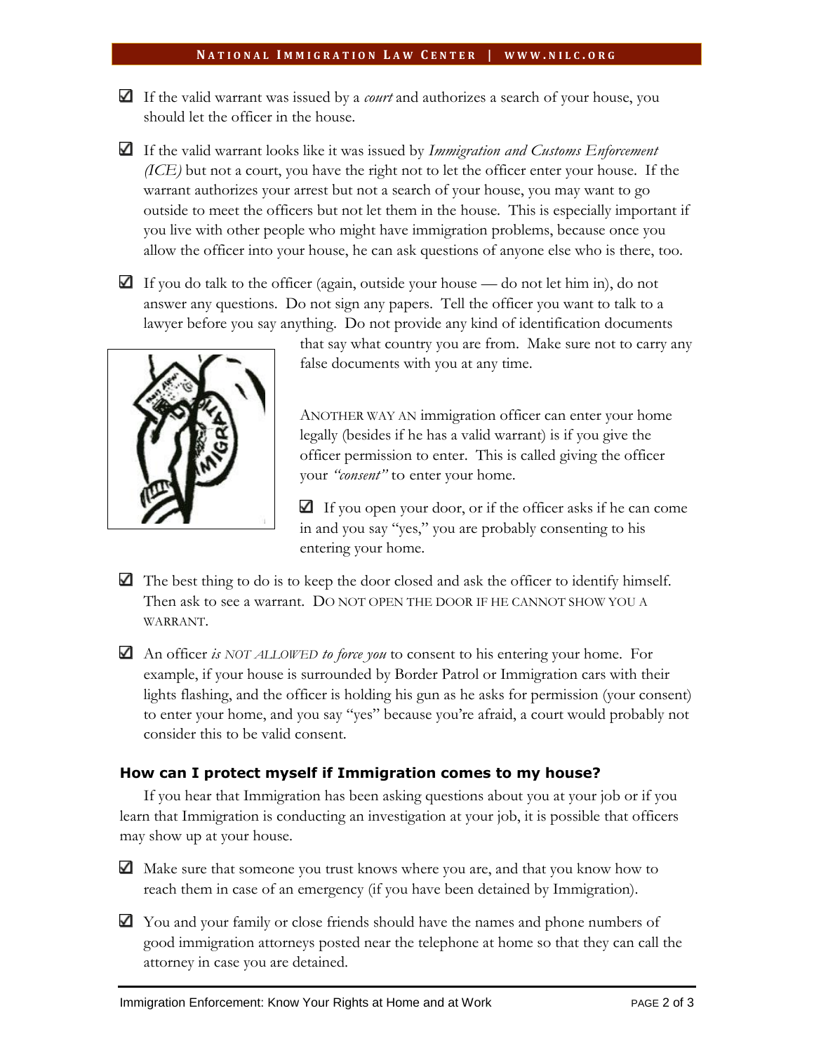- ☑ If the valid warrant was issued by a *court* and authorizes a search of your house, you should let the officer in the house.

- ☑ If the valid warrant looks like it was issued by *Immigration and Customs Enforcement (ICE)* but not a court, you have the right not to let the officer enter your house. If the warrant authorizes your arrest but not a search of your house, you may want to go outside to meet the officers but not let them in the house. This is especially important if you live with other people who might have immigration problems, because once you allow the officer into your house, he can ask questions of anyone else who is there, too.

- ☑ If you do talk to the officer (again, outside your house — do not let him in), do not answer any questions. Do not sign any papers. Tell the officer you want to talk to a lawyer before you say anything. Do not provide any kind of identification documents that say what country you are from. Make sure not to carry any false documents with you at any time.

ANOTHER WAY AN immigration officer can enter your home legally (besides if he has a valid warrant) is if you give the officer permission to enter. This is called giving the officer your *"consent"* to enter your home.

- ☑ If you open your door, or if the officer asks if he can come in and you say "yes," you are probably consenting to his entering your home.

- ☑ The best thing to do is to keep the door closed and ask the officer to identify himself. Then ask to see a warrant. DO NOT OPEN THE DOOR IF HE CANNOT SHOW YOU A WARRANT.

- ☑ An officer *is NOT ALLOWED to force you* to consent to his entering your home. For example, if your house is surrounded by Border Patrol or Immigration cars with their lights flashing, and the officer is holding his gun as he asks for permission (your consent) to enter your home, and you say "yes" because you're afraid, a court would probably not consider this to be valid consent.

### How can I protect myself if Immigration comes to my house?

If you hear that Immigration has been asking questions about you at your job or if you learn that Immigration is conducting an investigation at your job, it is possible that officers may show up at your house.

- ☑ Make sure that someone you trust knows where you are, and that you know how to reach them in case of an emergency (if you have been detained by Immigration).

- ☑ You and your family or close friends should have the names and phone numbers of good immigration attorneys posted near the telephone at home so that they can call the attorney in case you are detained.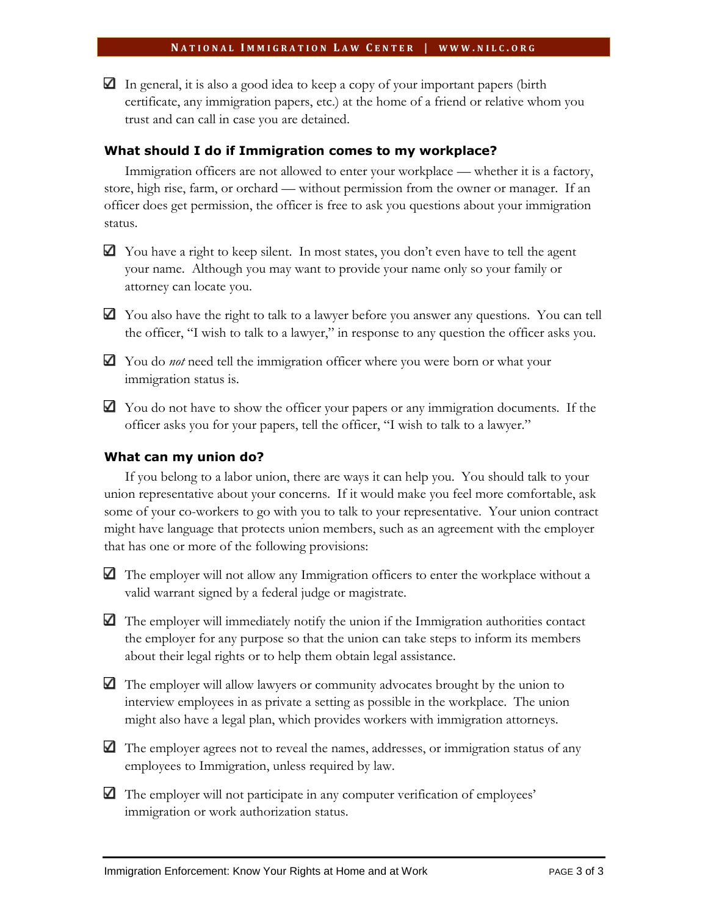- ☑ In general, it is also a good idea to keep a copy of your important papers (birth certificate, any immigration papers, etc.) at the home of a friend or relative whom you trust and can call in case you are detained.

### What should I do if Immigration comes to my workplace?

Immigration officers are not allowed to enter your workplace — whether it is a factory, store, high rise, farm, or orchard — without permission from the owner or manager. If an officer does get permission, the officer is free to ask you questions about your immigration status.

- ☑ You have a right to keep silent. In most states, you don't even have to tell the agent your name. Although you may want to provide your name only so your family or attorney can locate you.
- ☑ You also have the right to talk to a lawyer before you answer any questions. You can tell the officer, "I wish to talk to a lawyer," in response to any question the officer asks you.
- ☑ You do *not* need tell the immigration officer where you were born or what your immigration status is.
- ☑ You do not have to show the officer your papers or any immigration documents. If the officer asks you for your papers, tell the officer, "I wish to talk to a lawyer."

### What can my union do?

If you belong to a labor union, there are ways it can help you. You should talk to your union representative about your concerns. If it would make you feel more comfortable, ask some of your co-workers to go with you to talk to your representative. Your union contract might have language that protects union members, such as an agreement with the employer that has one or more of the following provisions:

- ☑ The employer will not allow any Immigration officers to enter the workplace without a valid warrant signed by a federal judge or magistrate.
- ☑ The employer will immediately notify the union if the Immigration authorities contact the employer for any purpose so that the union can take steps to inform its members about their legal rights or to help them obtain legal assistance.
- ☑ The employer will allow lawyers or community advocates brought by the union to interview employees in as private a setting as possible in the workplace. The union might also have a legal plan, which provides workers with immigration attorneys.
- ☑ The employer agrees not to reveal the names, addresses, or immigration status of any employees to Immigration, unless required by law.
- ☑ The employer will not participate in any computer verification of employees' immigration or work authorization status.